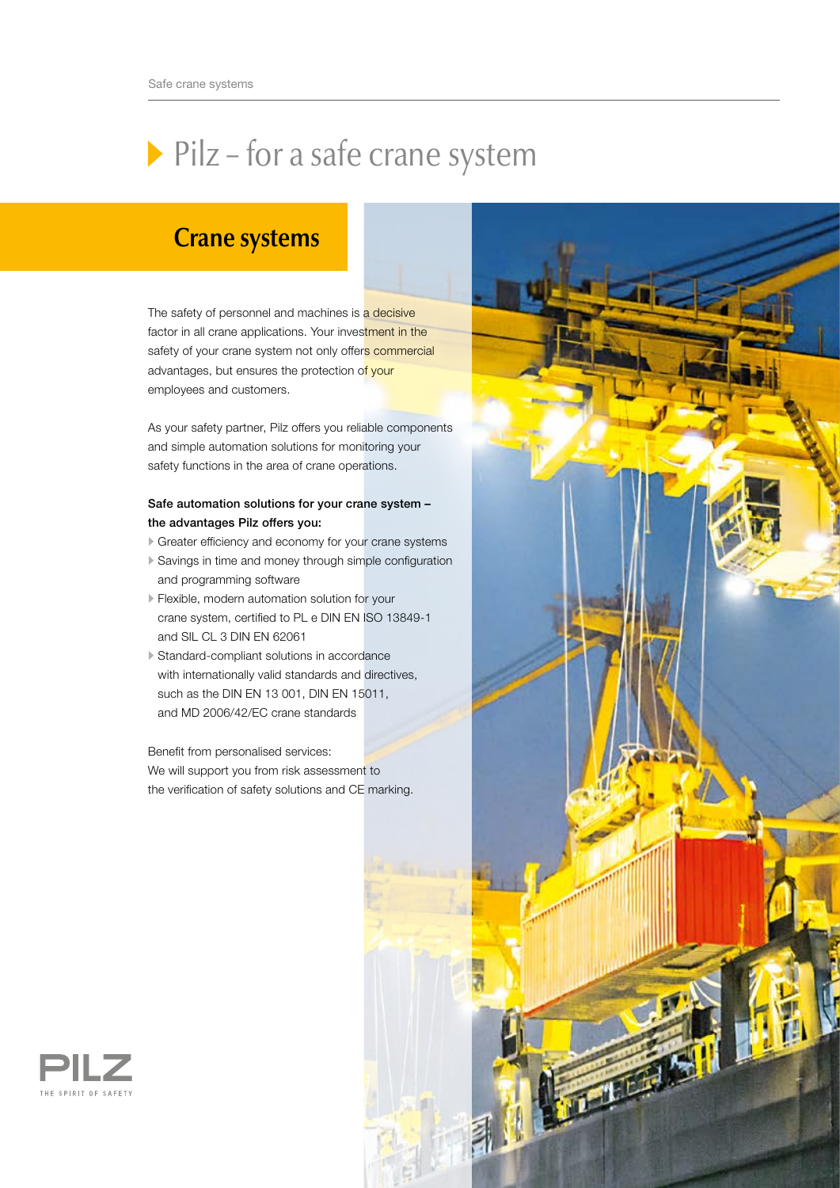# Pilz – for a safe crane system

## Crane systems

The safety of personnel and machines is a decisive factor in all crane applications. Your investment in the safety of your crane system not only offers commercial advantages, but ensures the protection of your employees and customers.

As your safety partner, Pilz offers you reliable components and simple automation solutions for monitoring your safety functions in the area of crane operations.

**Safe automation solutions for your crane system – the advantages Pilz offers you:**

- Greater efficiency and economy for your crane systems
- Savings in time and money through simple configuration and programming software
- Flexible, modern automation solution for your crane system, certified to PL e DIN EN ISO 13849-1 and SIL CL 3 DIN EN 62061
- Standard-compliant solutions in accordance with internationally valid standards and directives, such as the DIN EN 13 001, DIN EN 15011, and MD 2006/42/EC crane standards

Benefit from personalised services: We will support you from risk assessment to the verification of safety solutions and CE marking.

PILZ
THE SPIRIT OF SAFETY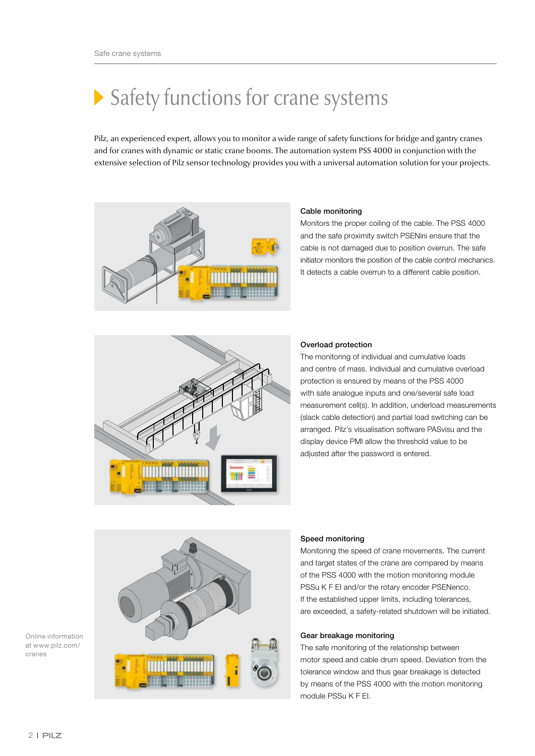# Safety functions for crane systems

Pilz, an experienced expert, allows you to monitor a wide range of safety functions for bridge and gantry cranes and for cranes with dynamic or static crane booms. The automation system PSS 4000 in conjunction with the extensive selection of Pilz sensor technology provides you with a universal automation solution for your projects.

### Cable monitoring

Monitors the proper coiling of the cable. The PSS 4000 and the safe proximity switch PSENini ensure that the cable is not damaged due to position overrun. The safe initiator monitors the position of the cable control mechanics. It detects a cable overrun to a different cable position.

### Overload protection

The monitoring of individual and cumulative loads and centre of mass. Individual and cumulative overload protection is ensured by means of the PSS 4000 with safe analogue inputs and one/several safe load measurement cell(s). In addition, underload measurements (slack cable detection) and partial load switching can be arranged. Pilz's visualisation software PASvisu and the display device PMI allow the threshold value to be adjusted after the password is entered.

### Speed monitoring

Monitoring the speed of crane movements. The current and target states of the crane are compared by means of the PSS 4000 with the motion monitoring module PSSu K F EI and/or the rotary encoder PSENenco. If the established upper limits, including tolerances, are exceeded, a safety-related shutdown will be initiated.

### Gear breakage monitoring

The safe monitoring of the relationship between motor speed and cable drum speed. Deviation from the tolerance window and thus gear breakage is detected by means of the PSS 4000 with the motion monitoring module PSSu K F EI.

Online information at www.pilz.com/cranes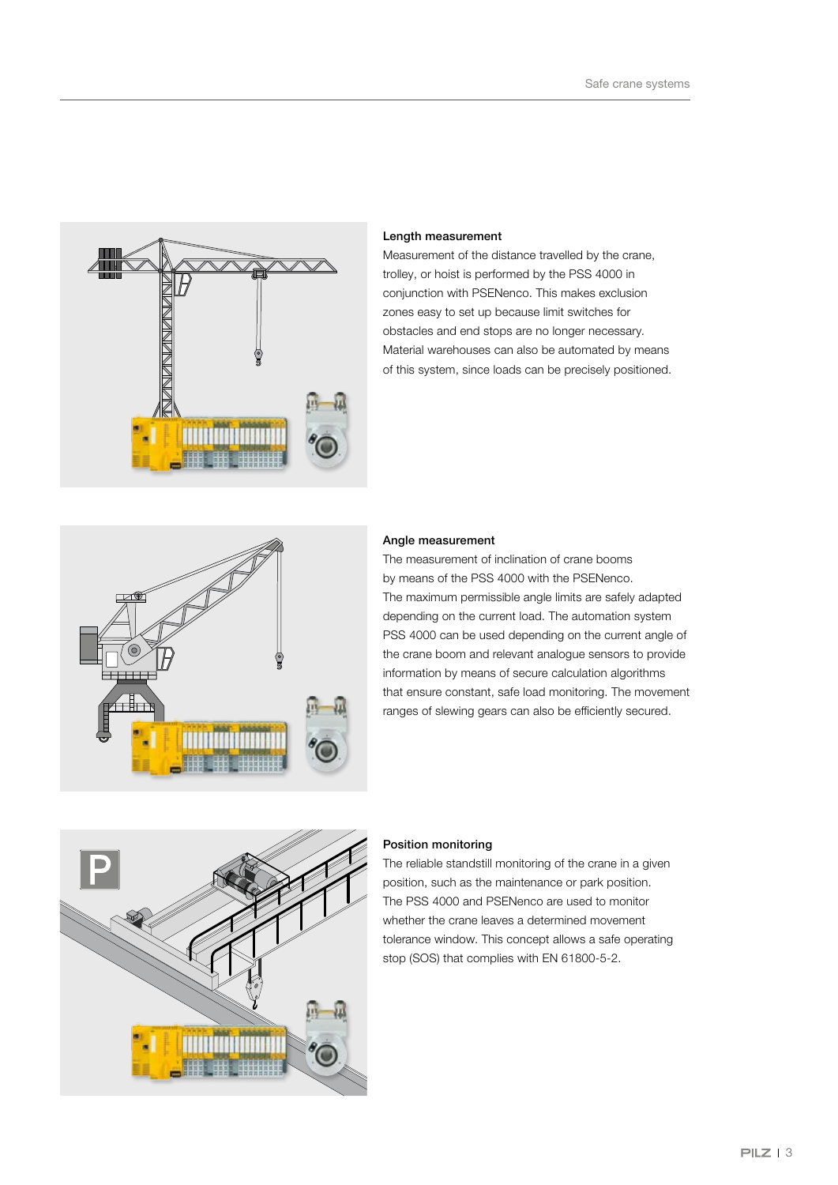### Length measurement

Measurement of the distance travelled by the crane, trolley, or hoist is performed by the PSS 4000 in conjunction with PSENenco. This makes exclusion zones easy to set up because limit switches for obstacles and end stops are no longer necessary. Material warehouses can also be automated by means of this system, since loads can be precisely positioned.

### Angle measurement

The measurement of inclination of crane booms by means of the PSS 4000 with the PSENenco. The maximum permissible angle limits are safely adapted depending on the current load. The automation system PSS 4000 can be used depending on the current angle of the crane boom and relevant analogue sensors to provide information by means of secure calculation algorithms that ensure constant, safe load monitoring. The movement ranges of slewing gears can also be efficiently secured.

### Position monitoring

The reliable standstill monitoring of the crane in a given position, such as the maintenance or park position. The PSS 4000 and PSENenco are used to monitor whether the crane leaves a determined movement tolerance window. This concept allows a safe operating stop (SOS) that complies with EN 61800-5-2.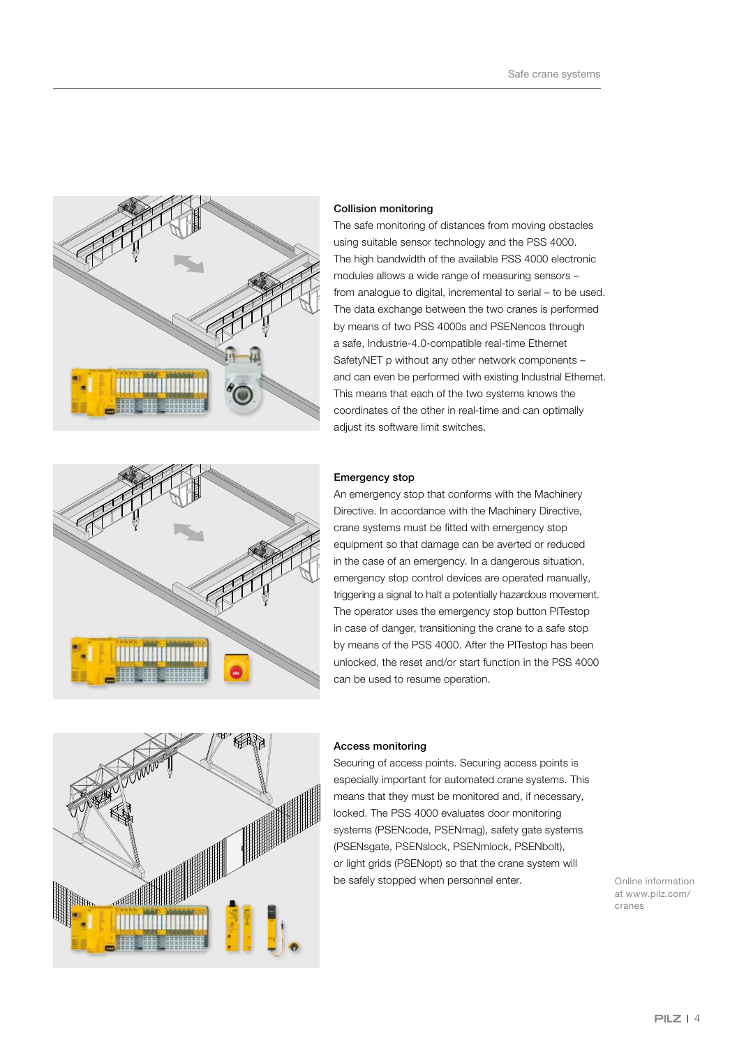### Collision monitoring

The safe monitoring of distances from moving obstacles using suitable sensor technology and the PSS 4000. The high bandwidth of the available PSS 4000 electronic modules allows a wide range of measuring sensors – from analogue to digital, incremental to serial – to be used. The data exchange between the two cranes is performed by means of two PSS 4000s and PSENencos through a safe, Industrie-4.0-compatible real-time Ethernet SafetyNET p without any other network components – and can even be performed with existing Industrial Ethernet. This means that each of the two systems knows the coordinates of the other in real-time and can optimally adjust its software limit switches.

### Emergency stop

An emergency stop that conforms with the Machinery Directive. In accordance with the Machinery Directive, crane systems must be fitted with emergency stop equipment so that damage can be averted or reduced in the case of an emergency. In a dangerous situation, emergency stop control devices are operated manually, triggering a signal to halt a potentially hazardous movement. The operator uses the emergency stop button PITestop in case of danger, transitioning the crane to a safe stop by means of the PSS 4000. After the PITestop has been unlocked, the reset and/or start function in the PSS 4000 can be used to resume operation.

### Access monitoring

Securing of access points. Securing access points is especially important for automated crane systems. This means that they must be monitored and, if necessary, locked. The PSS 4000 evaluates door monitoring systems (PSENcode, PSENmag), safety gate systems (PSENsgate, PSENslock, PSENmlock, PSENbolt), or light grids (PSENopt) so that the crane system will be safely stopped when personnel enter.

Online information at www.pilz.com/cranes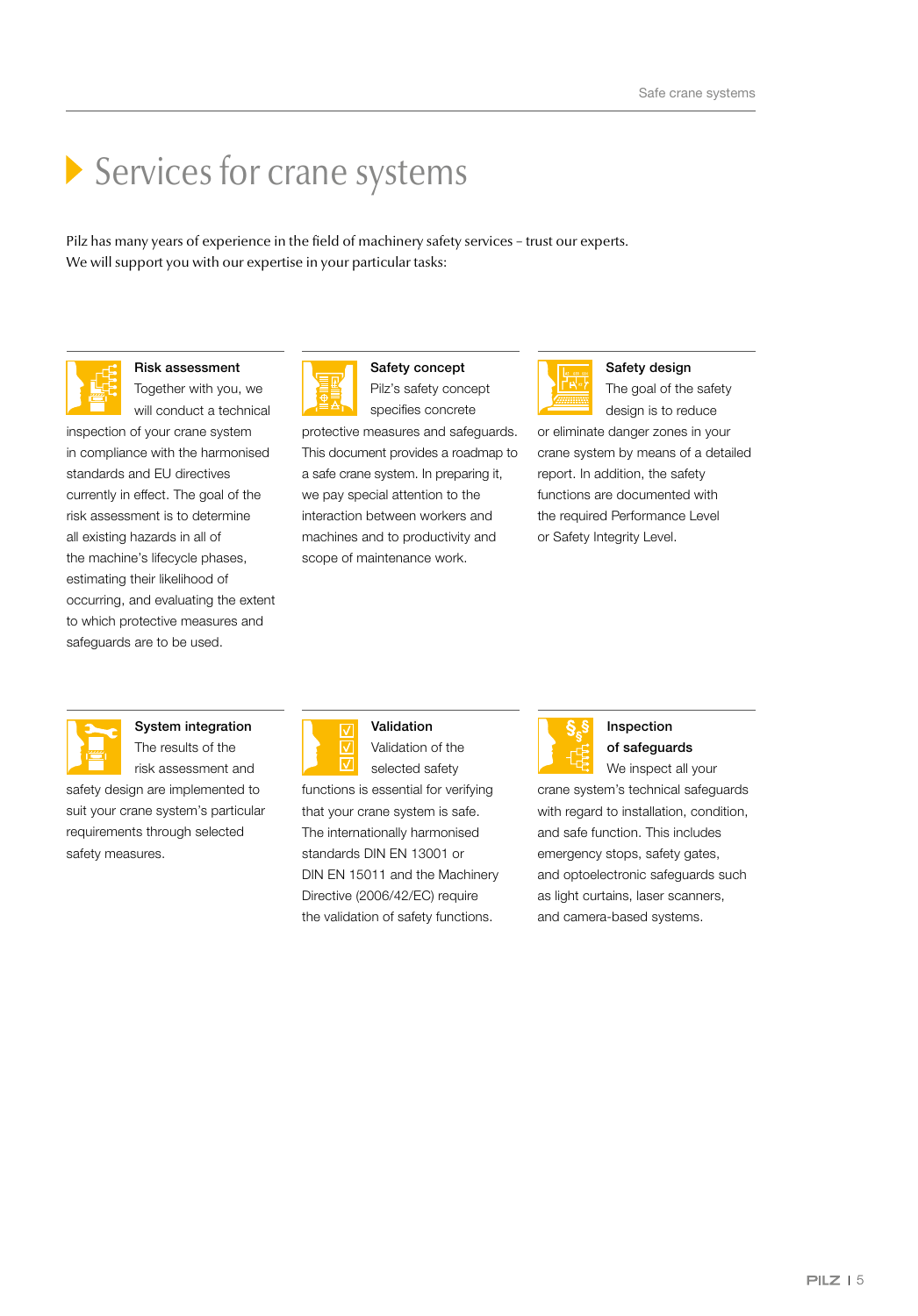# Services for crane systems

Pilz has many years of experience in the field of machinery safety services – trust our experts. We will support you with our expertise in your particular tasks:

### Risk assessment

Together with you, we will conduct a technical inspection of your crane system in compliance with the harmonised standards and EU directives currently in effect. The goal of the risk assessment is to determine all existing hazards in all of the machine's lifecycle phases, estimating their likelihood of occurring, and evaluating the extent to which protective measures and safeguards are to be used.

### Safety concept

Pilz's safety concept specifies concrete protective measures and safeguards. This document provides a roadmap to a safe crane system. In preparing it, we pay special attention to the interaction between workers and machines and to productivity and scope of maintenance work.

### Safety design

The goal of the safety design is to reduce or eliminate danger zones in your crane system by means of a detailed report. In addition, the safety functions are documented with the required Performance Level or Safety Integrity Level.

### System integration

The results of the risk assessment and safety design are implemented to suit your crane system's particular requirements through selected safety measures.

### Validation

Validation of the selected safety functions is essential for verifying that your crane system is safe. The internationally harmonised standards DIN EN 13001 or DIN EN 15011 and the Machinery Directive (2006/42/EC) require the validation of safety functions.

### Inspection of safeguards

We inspect all your crane system's technical safeguards with regard to installation, condition, and safe function. This includes emergency stops, safety gates, and optoelectronic safeguards such as light curtains, laser scanners, and camera-based systems.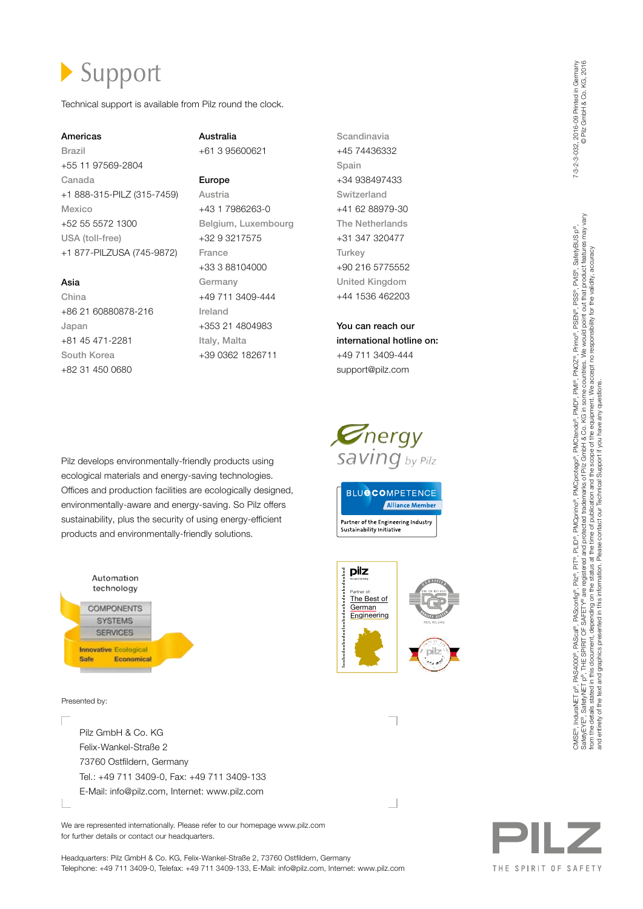# Support

Technical support is available from Pilz round the clock.

**Americas**
Brazil
+55 11 97569-2804
Canada
+1 888-315-PILZ (315-7459)
Mexico
+52 55 5572 1300
USA (toll-free)
+1 877-PILZUSA (745-9872)

**Asia**
China
+86 21 60880878-216
Japan
+81 45 471-2281
South Korea
+82 31 450 0680

**Australia**
+61 3 95600621

**Europe**
Austria
+43 1 7986263-0
Belgium, Luxembourg
+32 9 3217575
France
+33 3 88104000
Germany
+49 711 3409-444
Ireland
+353 21 4804983
Italy, Malta
+39 0362 1826711

Scandinavia
+45 74436332
Spain
+34 938497433
Switzerland
+41 62 88979-30
The Netherlands
+31 347 320477
Turkey
+90 216 5775552
United Kingdom
+44 1536 462203

**You can reach our international hotline on:**
+49 711 3409-444
support@pilz.com

Pilz develops environmentally-friendly products using ecological materials and energy-saving technologies. Offices and production facilities are ecologically designed, environmentally-aware and energy-saving. So Pilz offers sustainability, plus the security of using energy-efficient products and environmentally-friendly solutions.

Energy saving by Pilz

BLUECOMPETENCE Alliance Member
Partner of the Engineering Industry Sustainability Initiative

pilz
Partner of: The Best of German Engineering

Automation technology
COMPONENTS
SYSTEMS
SERVICES
Innovative Ecological
Safe Economical

Presented by:

Pilz GmbH & Co. KG
Felix-Wankel-Straße 2
73760 Ostfildern, Germany
Tel.: +49 711 3409-0, Fax: +49 711 3409-133
E-Mail: info@pilz.com, Internet: www.pilz.com

We are represented internationally. Please refer to our homepage www.pilz.com for further details or contact our headquarters.

Headquarters: Pilz GmbH & Co. KG, Felix-Wankel-Straße 2, 73760 Ostfildern, Germany
Telephone: +49 711 3409-0, Telefax: +49 711 3409-133, E-Mail: info@pilz.com, Internet: www.pilz.com

PILZ
THE SPIRIT OF SAFETY

7-3-2-3-032, 2016-09 Printed in Germany
© Pilz GmbH & Co. KG, 2016

CMSE®, InduraNET p®, PAS4000®, PAScal®, PASconfig®, Pilz®, PIT®, PLID®, PMCprimo®, PMCprotego®, PMCtendo®, PMD®, PMI®, PNOZ®, Primo®, PSEN®, PSS®, PVIS®, SafetyBUS p®, SafetyEYE®, SafetyNET p®, THE SPIRIT OF SAFETY® are registered and protected trademarks of Pilz GmbH & Co. KG in some countries. We would point out that product features may vary from the details stated in this document, depending on the status at the time of publication and the scope of the equipment. We accept no responsibility for the validity, accuracy and entirety of the text and graphics presented in this information. Please contact our Technical Support if you have any questions.